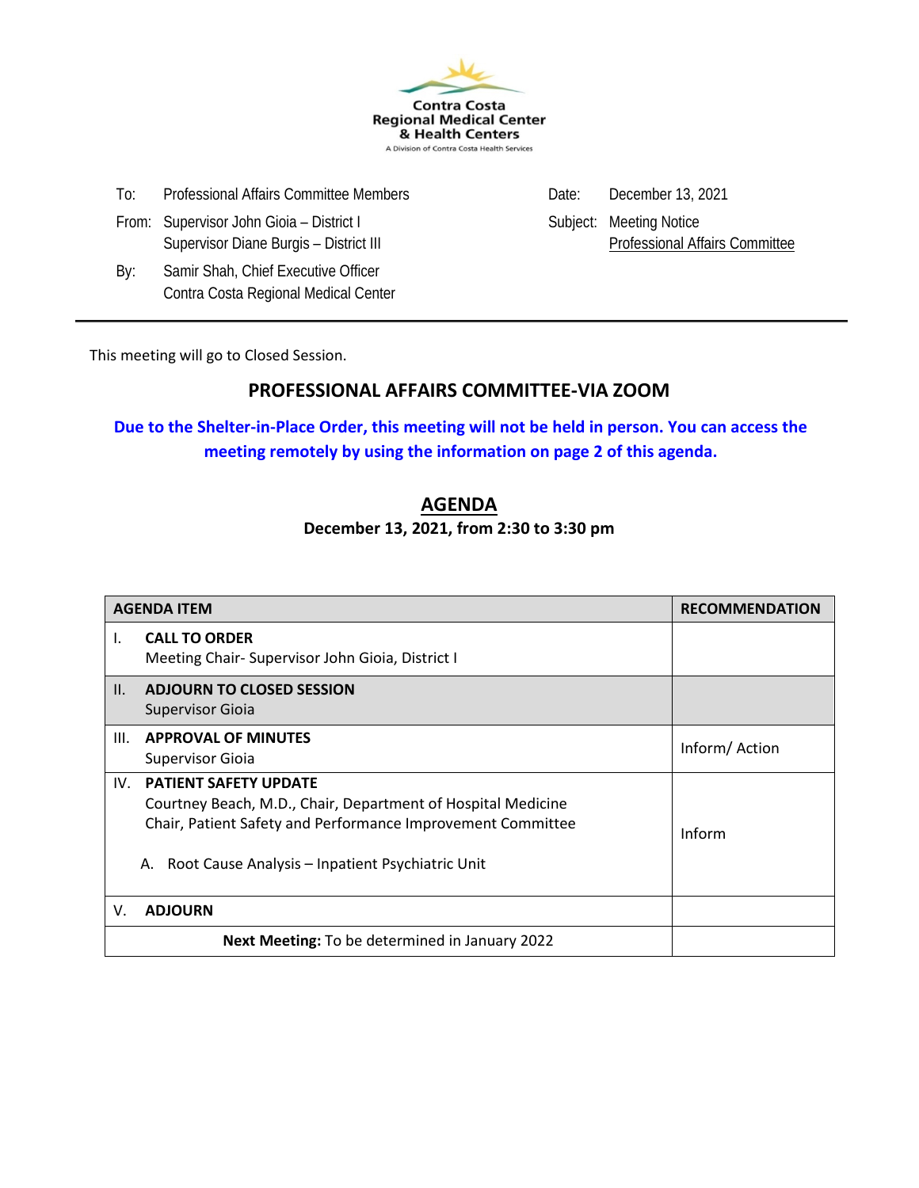Contra Costa
Regional Medical Center
& Health Centers
A Division of Contra Costa Health Services

| | | | |
|---|---|---|---|
| To: | Professional Affairs Committee Members | Date: | December 13, 2021 |
| From: | Supervisor John Gioia – District I<br>Supervisor Diane Burgis – District III | Subject: | Meeting Notice<br>Professional Affairs Committee |
| By: | Samir Shah, Chief Executive Officer<br>Contra Costa Regional Medical Center | | |

---

This meeting will go to Closed Session.

## PROFESSIONAL AFFAIRS COMMITTEE-VIA ZOOM

**Due to the Shelter-in-Place Order, this meeting will not be held in person. You can access the meeting remotely by using the information on page 2 of this agenda.**

## AGENDA

**December 13, 2021, from 2:30 to 3:30 pm**

| AGENDA ITEM | RECOMMENDATION |
|---|---|
| I. **CALL TO ORDER**<br>Meeting Chair- Supervisor John Gioia, District I | |
| II. **ADJOURN TO CLOSED SESSION**<br>Supervisor Gioia | |
| III. **APPROVAL OF MINUTES**<br>Supervisor Gioia | Inform/ Action |
| IV. **PATIENT SAFETY UPDATE**<br>Courtney Beach, M.D., Chair, Department of Hospital Medicine<br>Chair, Patient Safety and Performance Improvement Committee<br><br>A. Root Cause Analysis – Inpatient Psychiatric Unit | Inform |
| V. **ADJOURN** | |
| **Next Meeting:** To be determined in January 2022 | |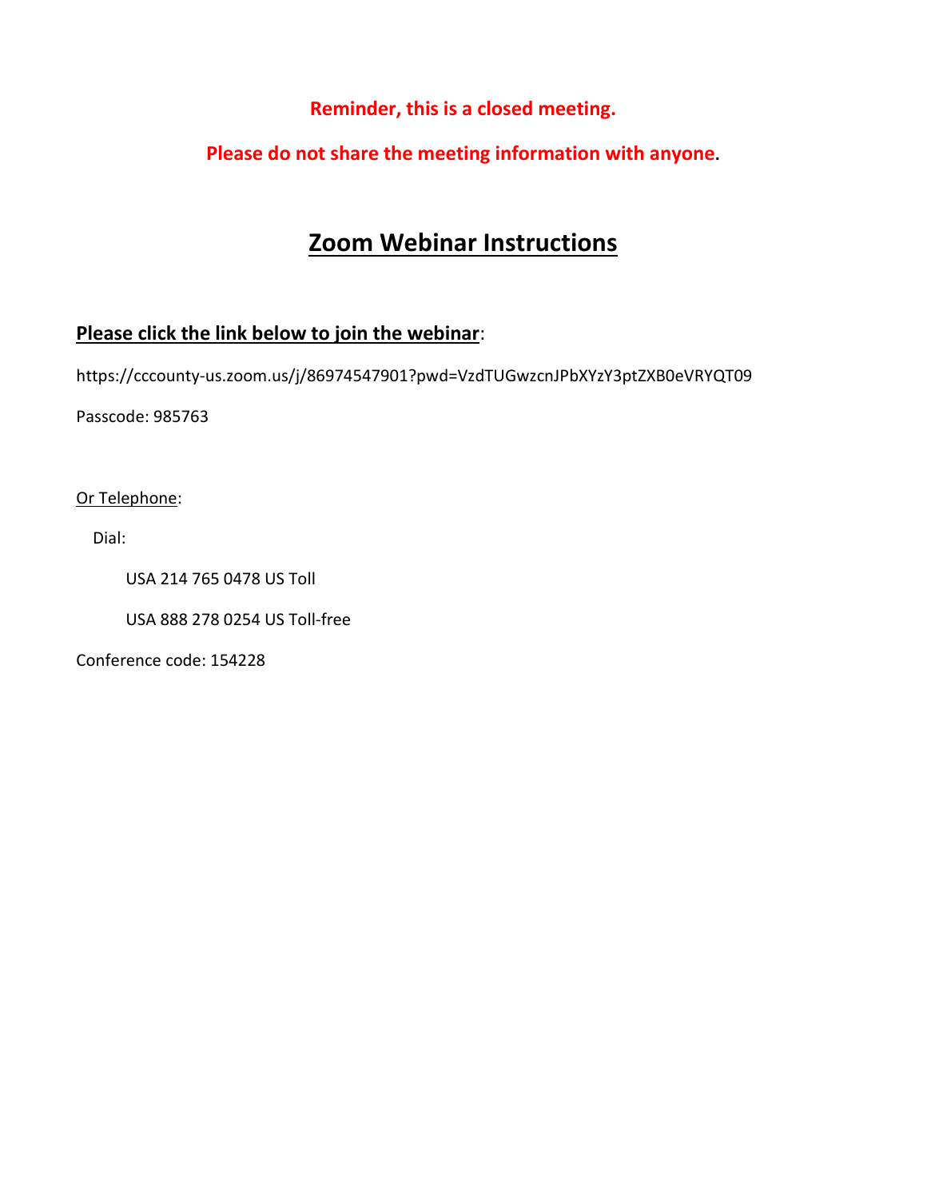**Reminder, this is a closed meeting.**

**Please do not share the meeting information with anyone.**

# Zoom Webinar Instructions

**Please click the link below to join the webinar**:

https://cccounty-us.zoom.us/j/86974547901?pwd=VzdTUGwzcnJPbXYzY3ptZXB0eVRYQT09

Passcode: 985763

Or Telephone:

Dial:

USA 214 765 0478 US Toll

USA 888 278 0254 US Toll-free

Conference code: 154228